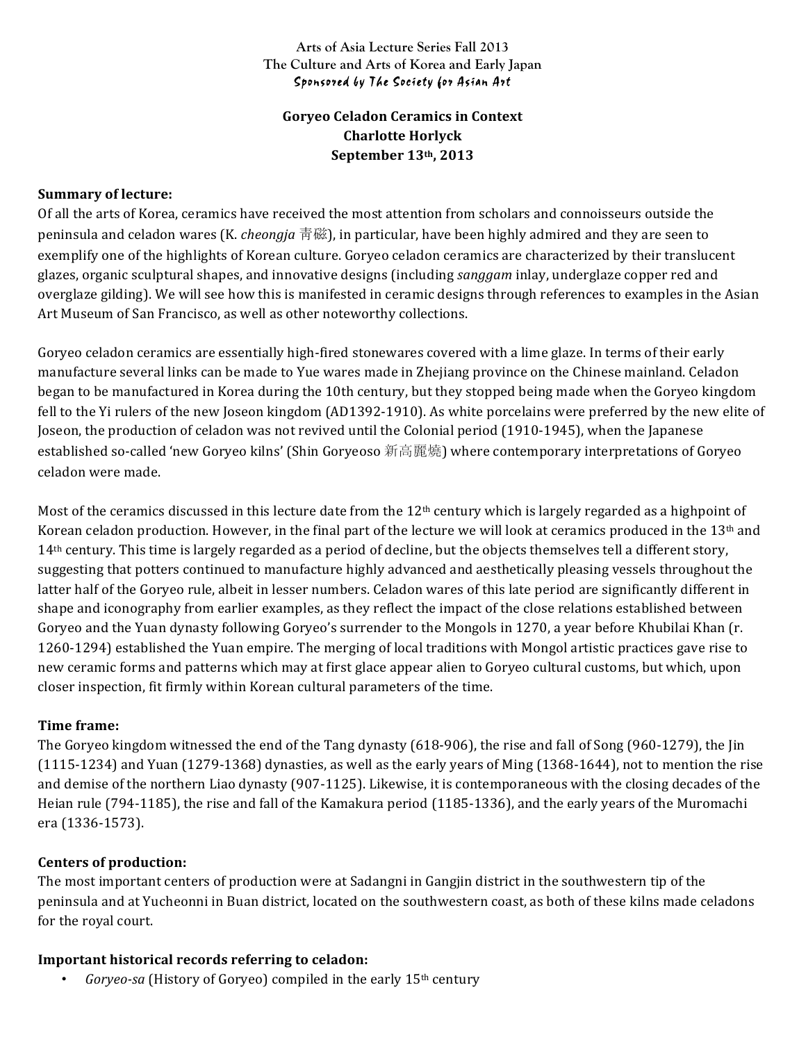Arts of Asia Lecture Series Fall 2013
The Culture and Arts of Korea and Early Japan
*Sponsored by The Society for Asian Art*

**Goryeo Celadon Ceramics in Context**
**Charlotte Horlyck**
**September 13th, 2013**

**Summary of lecture:**
Of all the arts of Korea, ceramics have received the most attention from scholars and connoisseurs outside the peninsula and celadon wares (K. *cheongja* 青磁), in particular, have been highly admired and they are seen to exemplify one of the highlights of Korean culture. Goryeo celadon ceramics are characterized by their translucent glazes, organic sculptural shapes, and innovative designs (including *sanggam* inlay, underglaze copper red and overglaze gilding). We will see how this is manifested in ceramic designs through references to examples in the Asian Art Museum of San Francisco, as well as other noteworthy collections.

Goryeo celadon ceramics are essentially high-fired stonewares covered with a lime glaze. In terms of their early manufacture several links can be made to Yue wares made in Zhejiang province on the Chinese mainland. Celadon began to be manufactured in Korea during the 10th century, but they stopped being made when the Goryeo kingdom fell to the Yi rulers of the new Joseon kingdom (AD1392-1910). As white porcelains were preferred by the new elite of Joseon, the production of celadon was not revived until the Colonial period (1910-1945), when the Japanese established so-called 'new Goryeo kilns' (Shin Goryeoso 新高麗燒) where contemporary interpretations of Goryeo celadon were made.

Most of the ceramics discussed in this lecture date from the 12th century which is largely regarded as a highpoint of Korean celadon production. However, in the final part of the lecture we will look at ceramics produced in the 13th and 14th century. This time is largely regarded as a period of decline, but the objects themselves tell a different story, suggesting that potters continued to manufacture highly advanced and aesthetically pleasing vessels throughout the latter half of the Goryeo rule, albeit in lesser numbers. Celadon wares of this late period are significantly different in shape and iconography from earlier examples, as they reflect the impact of the close relations established between Goryeo and the Yuan dynasty following Goryeo's surrender to the Mongols in 1270, a year before Khubilai Khan (r. 1260-1294) established the Yuan empire. The merging of local traditions with Mongol artistic practices gave rise to new ceramic forms and patterns which may at first glace appear alien to Goryeo cultural customs, but which, upon closer inspection, fit firmly within Korean cultural parameters of the time.

**Time frame:**
The Goryeo kingdom witnessed the end of the Tang dynasty (618-906), the rise and fall of Song (960-1279), the Jin (1115-1234) and Yuan (1279-1368) dynasties, as well as the early years of Ming (1368-1644), not to mention the rise and demise of the northern Liao dynasty (907-1125). Likewise, it is contemporaneous with the closing decades of the Heian rule (794-1185), the rise and fall of the Kamakura period (1185-1336), and the early years of the Muromachi era (1336-1573).

**Centers of production:**
The most important centers of production were at Sadangni in Gangjin district in the southwestern tip of the peninsula and at Yucheonni in Buan district, located on the southwestern coast, as both of these kilns made celadons for the royal court.

**Important historical records referring to celadon:**

- *Goryeo-sa* (History of Goryeo) compiled in the early 15th century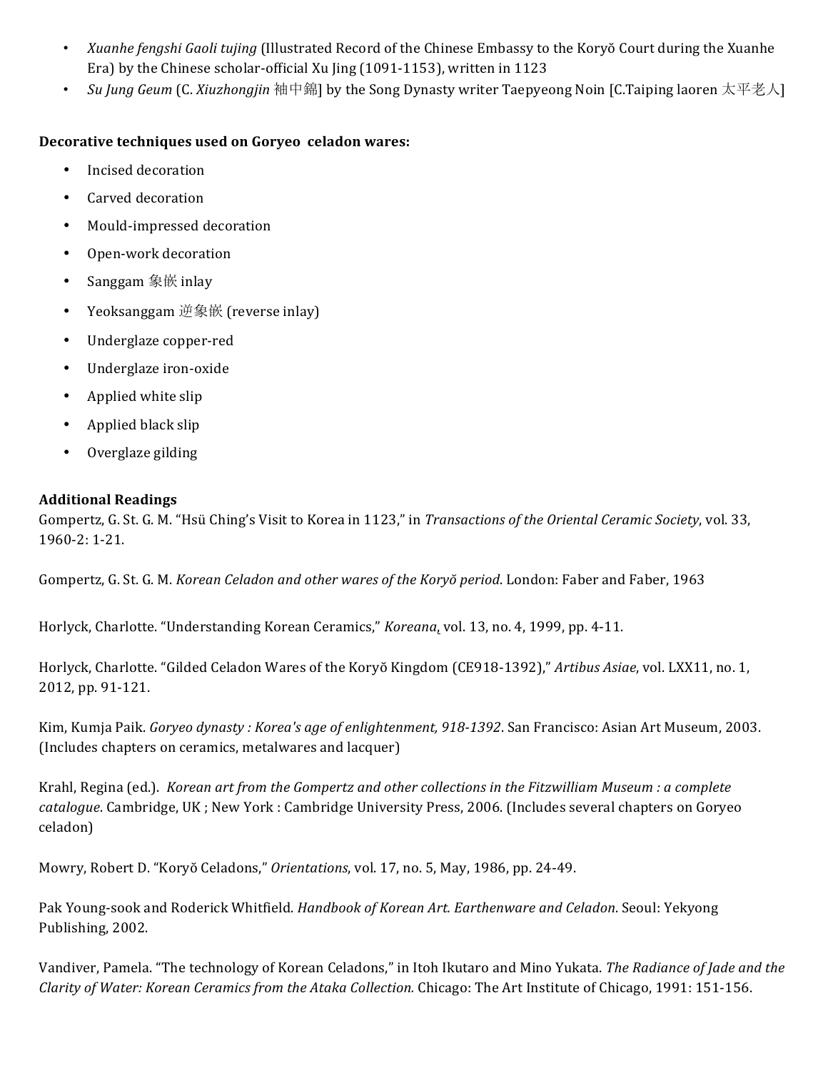- *Xuanhe fengshi Gaoli tujing* (Illustrated Record of the Chinese Embassy to the Koryŏ Court during the Xuanhe Era) by the Chinese scholar-official Xu Jing (1091-1153), written in 1123
- *Su Jung Geum* (C. *Xiuzhongjin* 袖中錦] by the Song Dynasty writer Taepyeong Noin [C.Taiping laoren 太平老人]

**Decorative techniques used on Goryeo celadon wares:**

- Incised decoration
- Carved decoration
- Mould-impressed decoration
- Open-work decoration
- Sanggam 象嵌 inlay
- Yeoksanggam 逆象嵌 (reverse inlay)
- Underglaze copper-red
- Underglaze iron-oxide
- Applied white slip
- Applied black slip
- Overglaze gilding

**Additional Readings**

Gompertz, G. St. G. M. "Hsü Ching's Visit to Korea in 1123," in *Transactions of the Oriental Ceramic Society*, vol. 33, 1960-2: 1-21.

Gompertz, G. St. G. M. *Korean Celadon and other wares of the Koryŏ period*. London: Faber and Faber, 1963

Horlyck, Charlotte. "Understanding Korean Ceramics," *Koreana*, vol. 13, no. 4, 1999, pp. 4-11.

Horlyck, Charlotte. "Gilded Celadon Wares of the Koryŏ Kingdom (CE918-1392)," *Artibus Asiae*, vol. LXX11, no. 1, 2012, pp. 91-121.

Kim, Kumja Paik. *Goryeo dynasty : Korea's age of enlightenment, 918-1392*. San Francisco: Asian Art Museum, 2003. (Includes chapters on ceramics, metalwares and lacquer)

Krahl, Regina (ed.). *Korean art from the Gompertz and other collections in the Fitzwilliam Museum : a complete catalogue*. Cambridge, UK ; New York : Cambridge University Press, 2006. (Includes several chapters on Goryeo celadon)

Mowry, Robert D. "Koryŏ Celadons," *Orientations*, vol. 17, no. 5, May, 1986, pp. 24-49.

Pak Young-sook and Roderick Whitfield. *Handbook of Korean Art. Earthenware and Celadon*. Seoul: Yekyong Publishing, 2002.

Vandiver, Pamela. "The technology of Korean Celadons," in Itoh Ikutaro and Mino Yukata. *The Radiance of Jade and the Clarity of Water: Korean Ceramics from the Ataka Collection.* Chicago: The Art Institute of Chicago, 1991: 151-156.